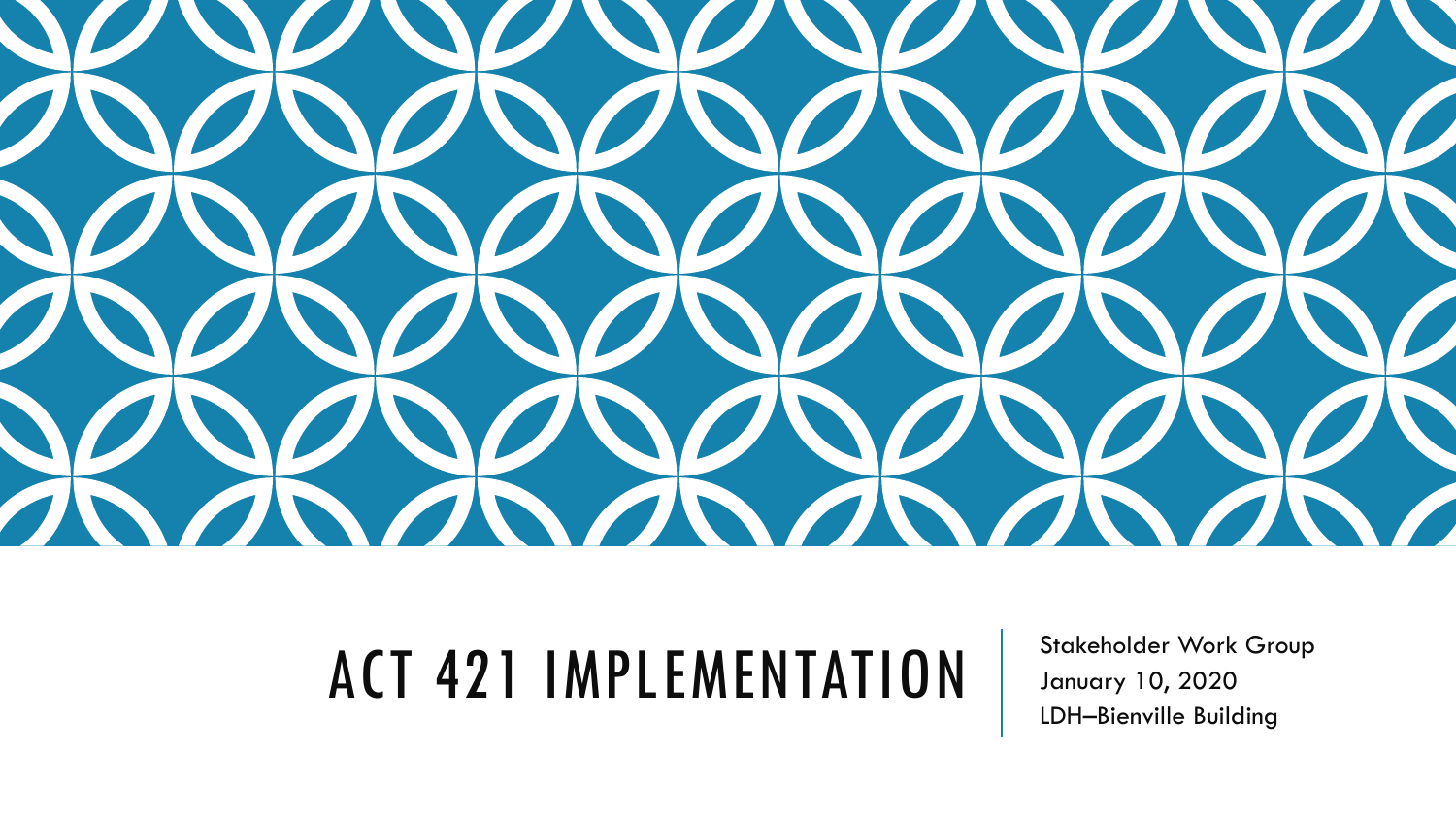# ACT 421 IMPLEMENTATION

Stakeholder Work Group
January 10, 2020
LDH–Bienville Building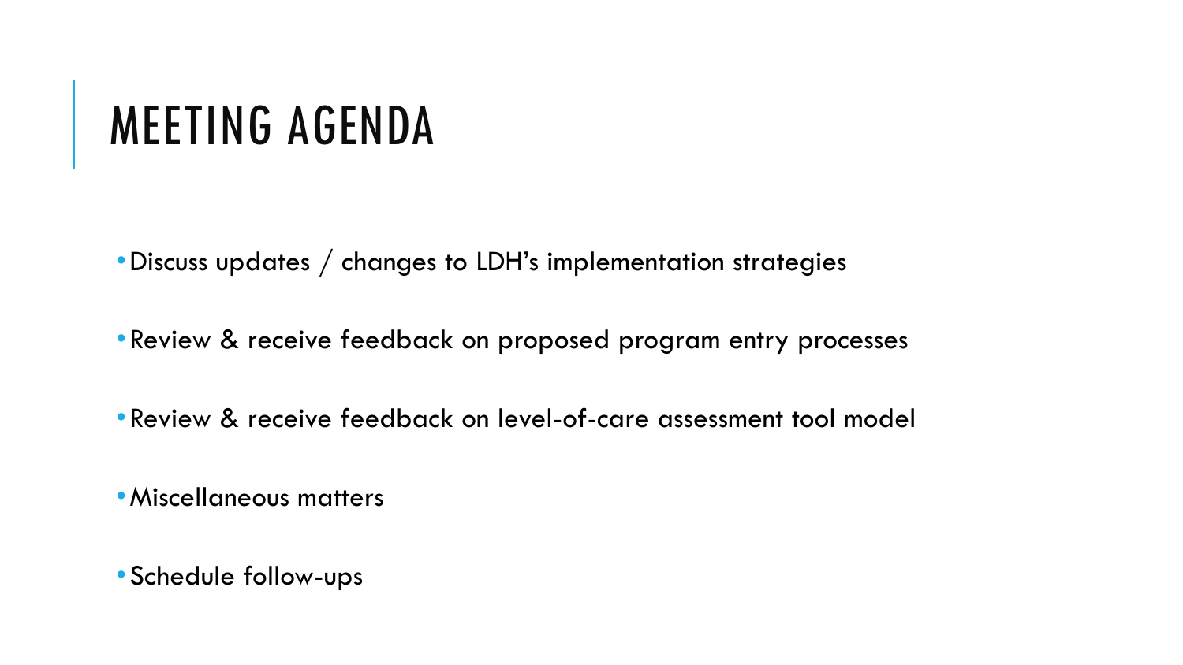# MEETING AGENDA

- Discuss updates / changes to LDH's implementation strategies
- Review & receive feedback on proposed program entry processes
- Review & receive feedback on level-of-care assessment tool model
- Miscellaneous matters
- Schedule follow-ups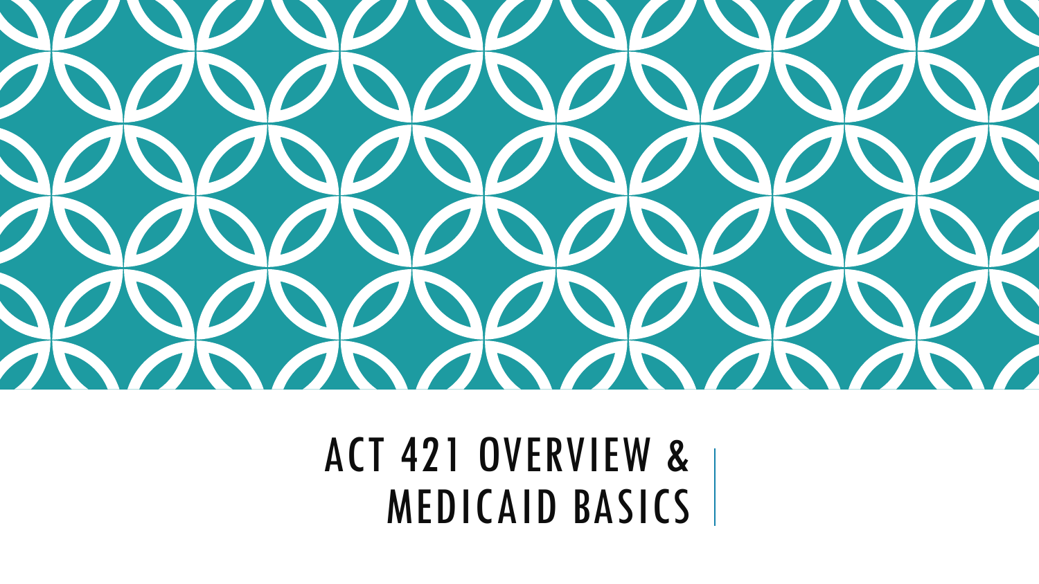# ACT 421 OVERVIEW & MEDICAID BASICS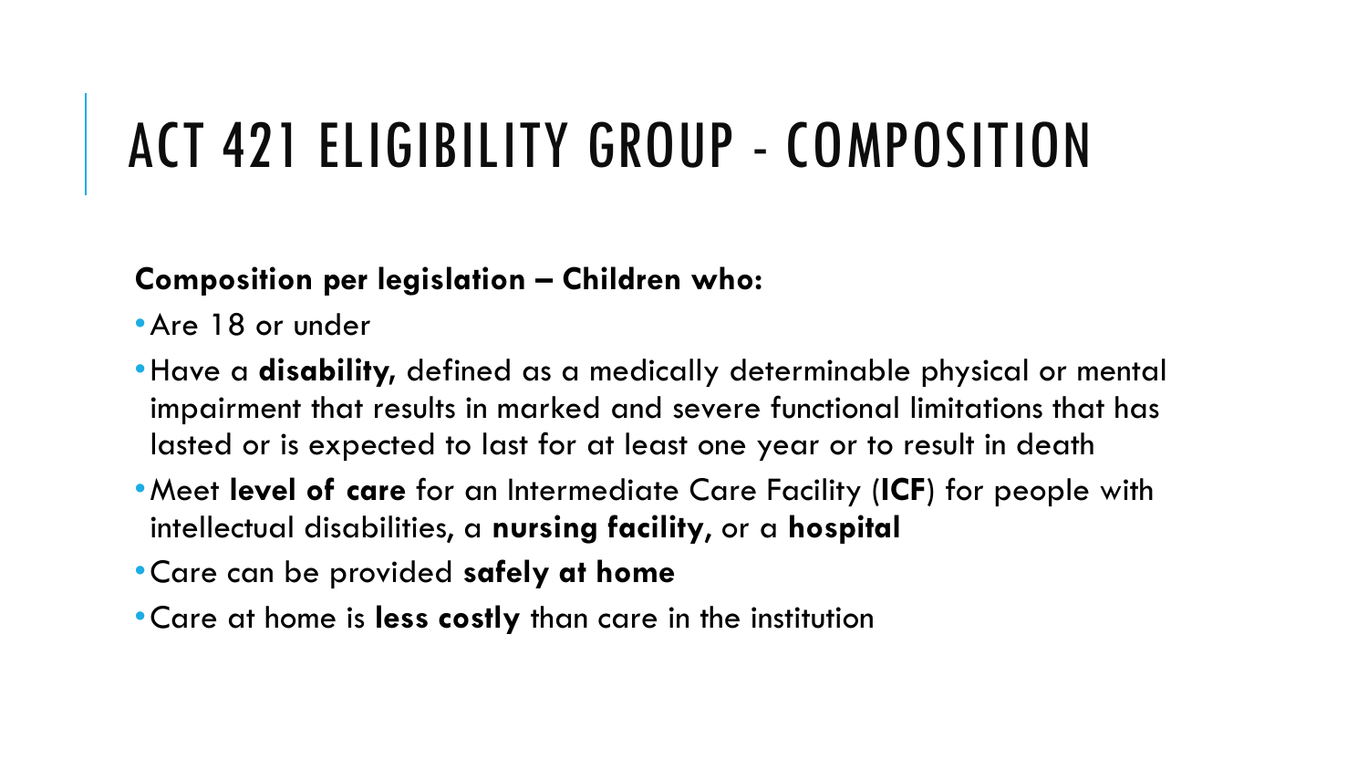# ACT 421 ELIGIBILITY GROUP - COMPOSITION

**Composition per legislation – Children who:**

- Are 18 or under
- Have a **disability**, defined as a medically determinable physical or mental impairment that results in marked and severe functional limitations that has lasted or is expected to last for at least one year or to result in death
- Meet **level of care** for an Intermediate Care Facility (**ICF**) for people with intellectual disabilities, a **nursing facility**, or a **hospital**
- Care can be provided **safely at home**
- Care at home is **less costly** than care in the institution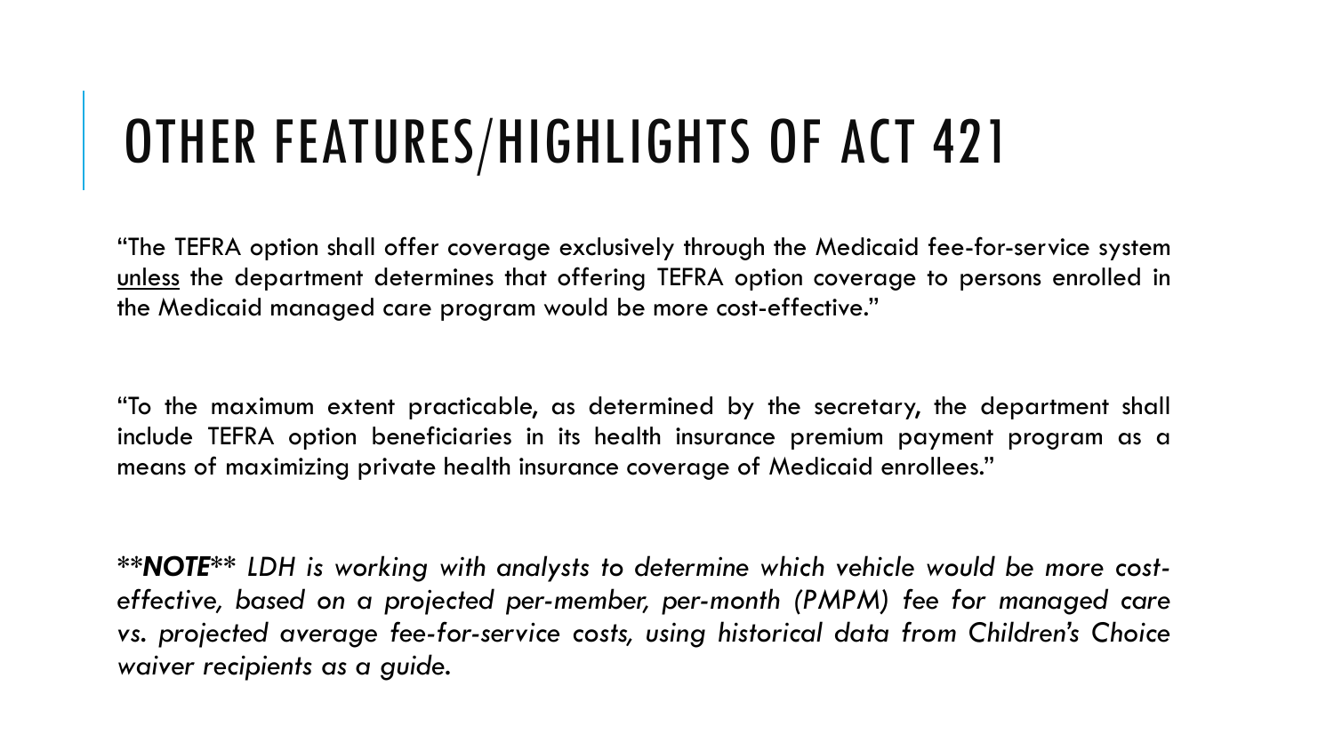# OTHER FEATURES/HIGHLIGHTS OF ACT 421

"The TEFRA option shall offer coverage exclusively through the Medicaid fee-for-service system <u>unless</u> the department determines that offering TEFRA option coverage to persons enrolled in the Medicaid managed care program would be more cost-effective."

"To the maximum extent practicable, as determined by the secretary, the department shall include TEFRA option beneficiaries in its health insurance premium payment program as a means of maximizing private health insurance coverage of Medicaid enrollees."

*\*\****NOTE****\*\* LDH is working with analysts to determine which vehicle would be more cost-effective, based on a projected per-member, per-month (PMPM) fee for managed care vs. projected average fee-for-service costs, using historical data from Children's Choice waiver recipients as a guide.*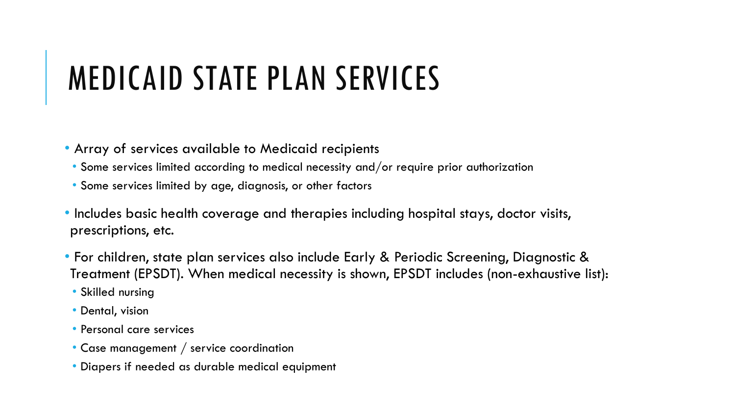# MEDICAID STATE PLAN SERVICES

- Array of services available to Medicaid recipients
  - Some services limited according to medical necessity and/or require prior authorization
  - Some services limited by age, diagnosis, or other factors
- Includes basic health coverage and therapies including hospital stays, doctor visits, prescriptions, etc.
- For children, state plan services also include Early & Periodic Screening, Diagnostic & Treatment (EPSDT). When medical necessity is shown, EPSDT includes (non-exhaustive list):
  - Skilled nursing
  - Dental, vision
  - Personal care services
  - Case management / service coordination
  - Diapers if needed as durable medical equipment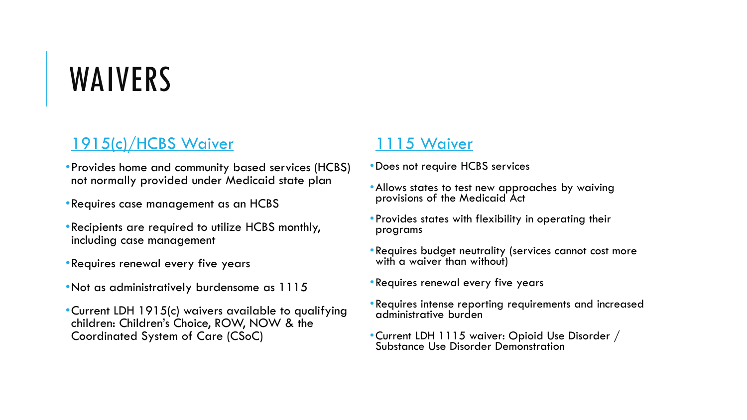# WAIVERS

## [1915(c)/HCBS Waiver]

- Provides home and community based services (HCBS) not normally provided under Medicaid state plan
- Requires case management as an HCBS
- Recipients are required to utilize HCBS monthly, including case management
- Requires renewal every five years
- Not as administratively burdensome as 1115
- Current LDH 1915(c) waivers available to qualifying children: Children's Choice, ROW, NOW & the Coordinated System of Care (CSoC)

## [1115 Waiver]

- Does not require HCBS services
- Allows states to test new approaches by waiving provisions of the Medicaid Act
- Provides states with flexibility in operating their programs
- Requires budget neutrality (services cannot cost more with a waiver than without)
- Requires renewal every five years
- Requires intense reporting requirements and increased administrative burden
- Current LDH 1115 waiver: Opioid Use Disorder / Substance Use Disorder Demonstration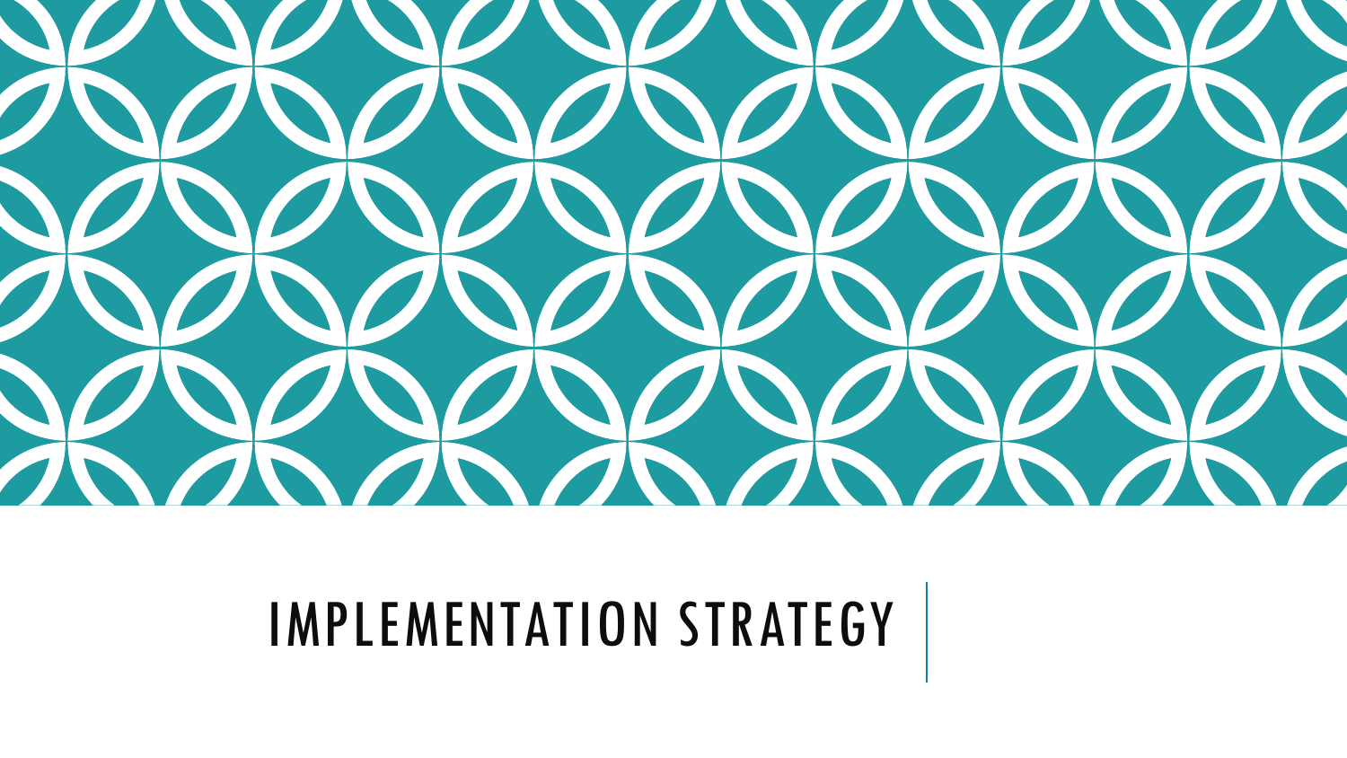# IMPLEMENTATION STRATEGY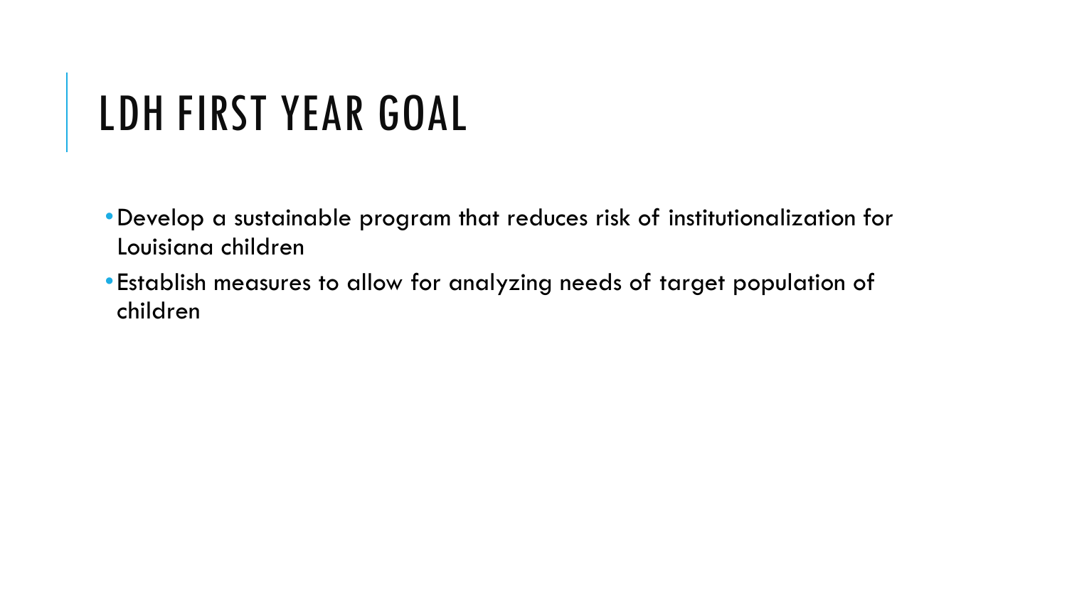# LDH FIRST YEAR GOAL

- Develop a sustainable program that reduces risk of institutionalization for Louisiana children
- Establish measures to allow for analyzing needs of target population of children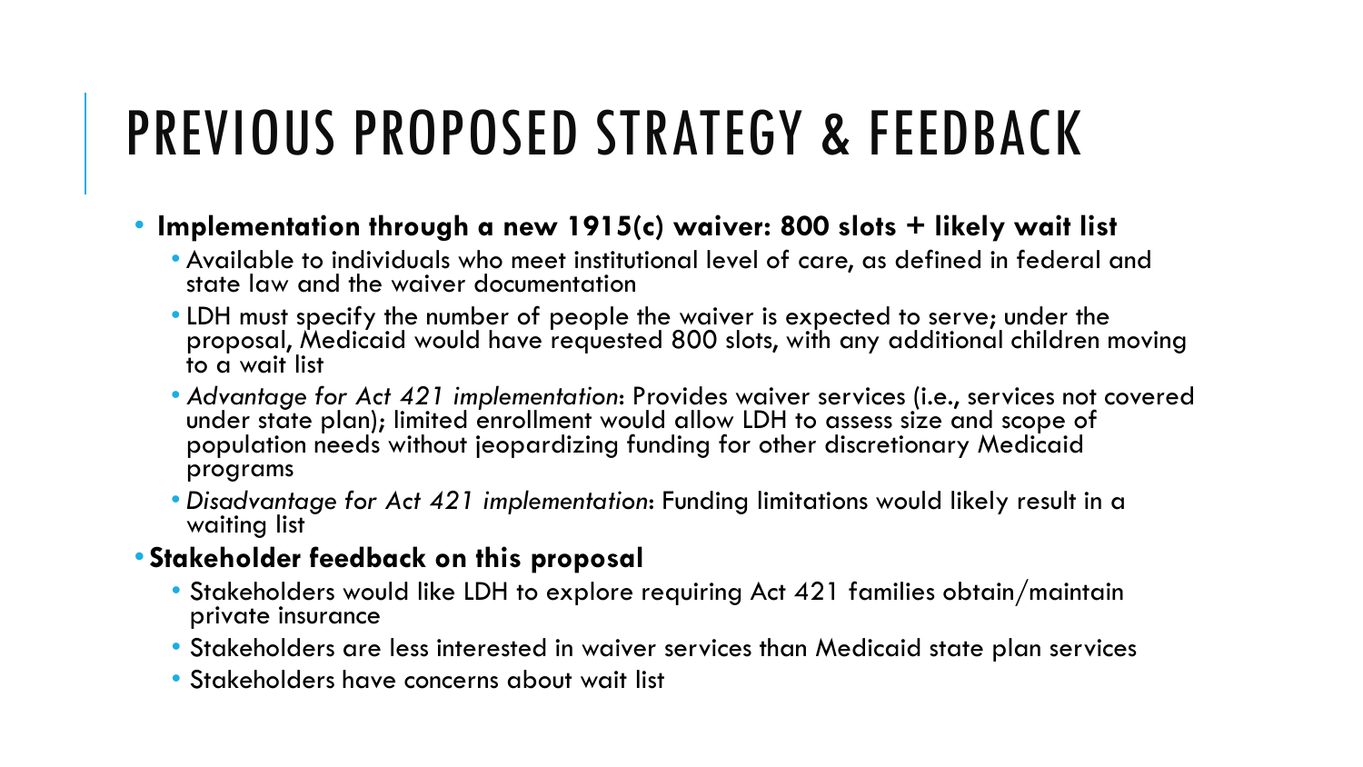# PREVIOUS PROPOSED STRATEGY & FEEDBACK

- **Implementation through a new 1915(c) waiver: 800 slots + likely wait list**
  - Available to individuals who meet institutional level of care, as defined in federal and state law and the waiver documentation
  - LDH must specify the number of people the waiver is expected to serve; under the proposal, Medicaid would have requested 800 slots, with any additional children moving to a wait list
  - *Advantage for Act 421 implementation*: Provides waiver services (i.e., services not covered under state plan); limited enrollment would allow LDH to assess size and scope of population needs without jeopardizing funding for other discretionary Medicaid programs
  - *Disadvantage for Act 421 implementation*: Funding limitations would likely result in a waiting list
- **Stakeholder feedback on this proposal**
  - Stakeholders would like LDH to explore requiring Act 421 families obtain/maintain private insurance
  - Stakeholders are less interested in waiver services than Medicaid state plan services
  - Stakeholders have concerns about wait list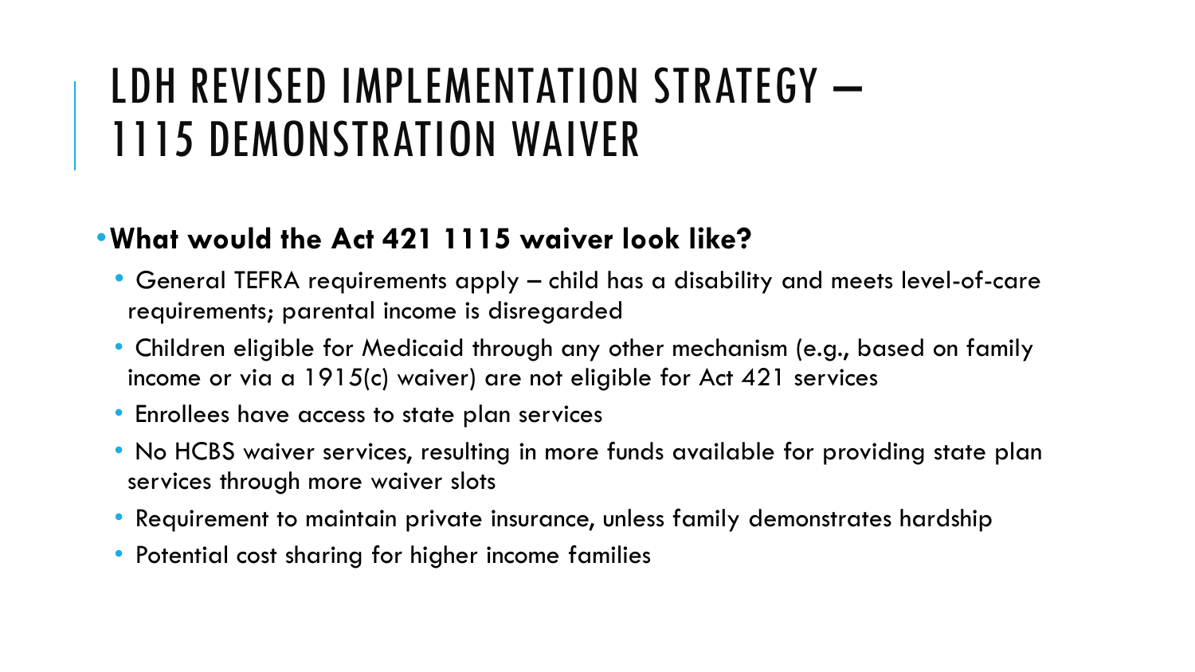# LDH REVISED IMPLEMENTATION STRATEGY – 1115 DEMONSTRATION WAIVER

- **What would the Act 421 1115 waiver look like?**
  - General TEFRA requirements apply – child has a disability and meets level-of-care requirements; parental income is disregarded
  - Children eligible for Medicaid through any other mechanism (e.g., based on family income or via a 1915(c) waiver) are not eligible for Act 421 services
  - Enrollees have access to state plan services
  - No HCBS waiver services, resulting in more funds available for providing state plan services through more waiver slots
  - Requirement to maintain private insurance, unless family demonstrates hardship
  - Potential cost sharing for higher income families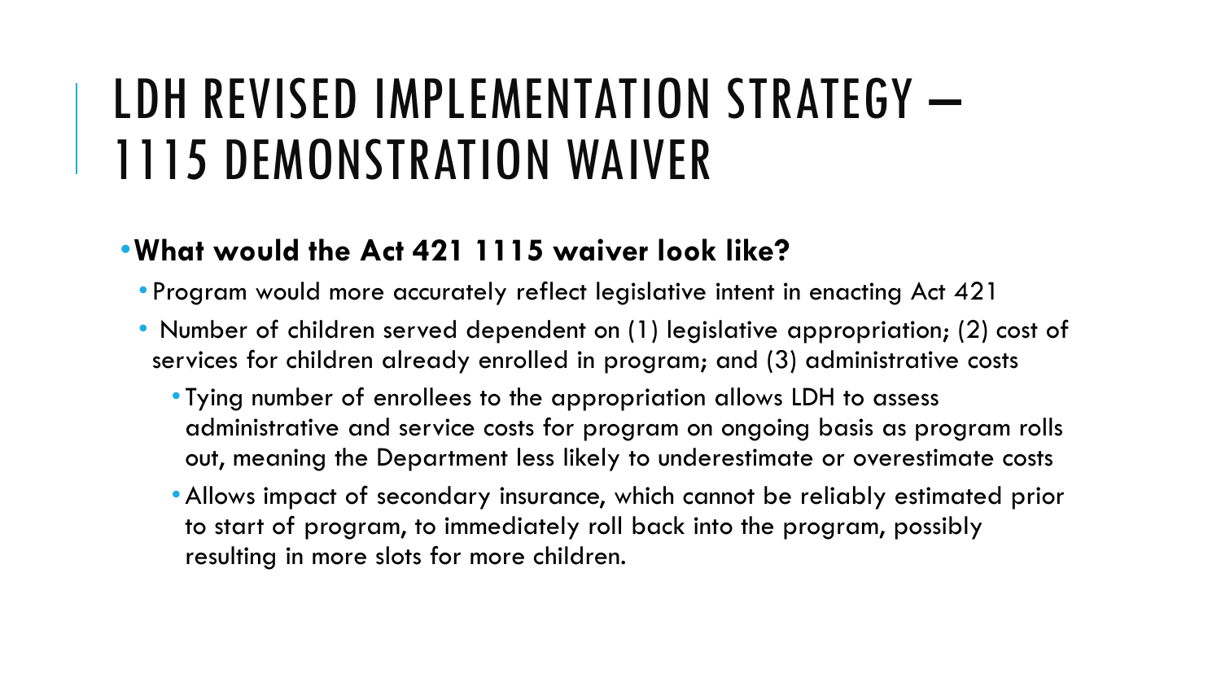# LDH REVISED IMPLEMENTATION STRATEGY – 1115 DEMONSTRATION WAIVER

- **What would the Act 421 1115 waiver look like?**
  - Program would more accurately reflect legislative intent in enacting Act 421
  - Number of children served dependent on (1) legislative appropriation; (2) cost of services for children already enrolled in program; and (3) administrative costs
    - Tying number of enrollees to the appropriation allows LDH to assess administrative and service costs for program on ongoing basis as program rolls out, meaning the Department less likely to underestimate or overestimate costs
    - Allows impact of secondary insurance, which cannot be reliably estimated prior to start of program, to immediately roll back into the program, possibly resulting in more slots for more children.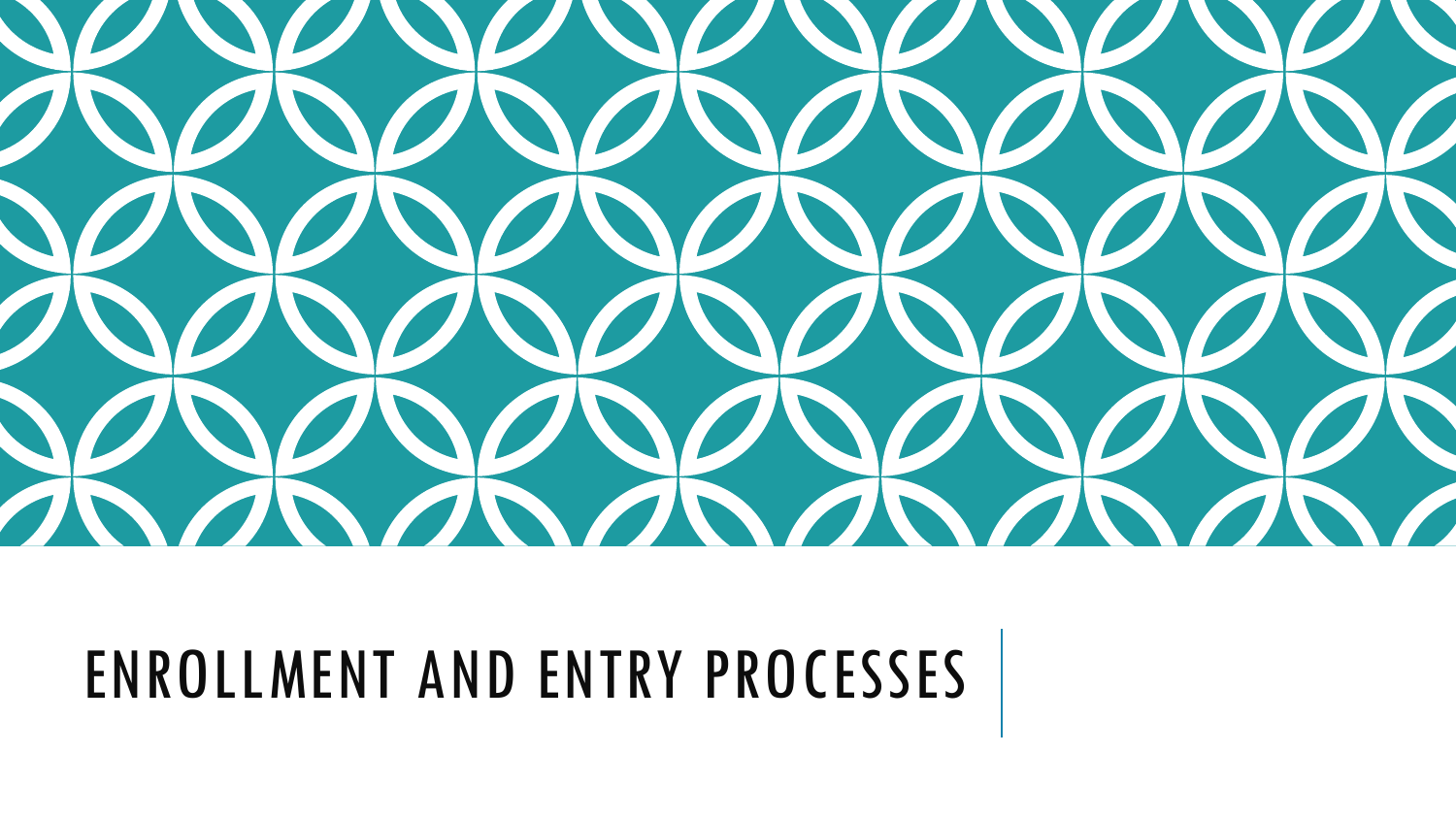# ENROLLMENT AND ENTRY PROCESSES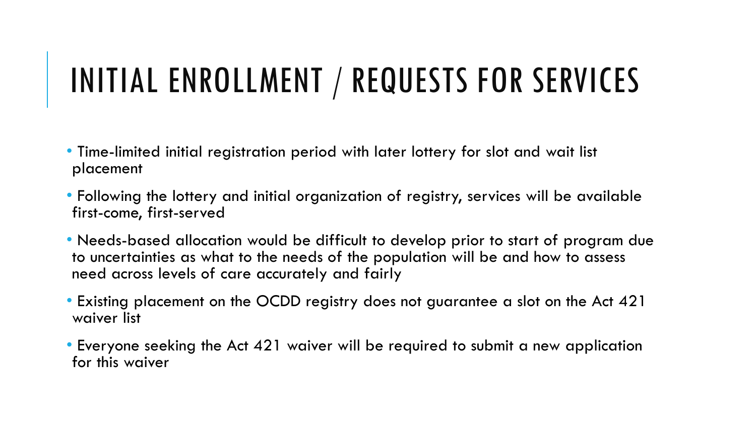# INITIAL ENROLLMENT / REQUESTS FOR SERVICES

- Time-limited initial registration period with later lottery for slot and wait list placement
- Following the lottery and initial organization of registry, services will be available first-come, first-served
- Needs-based allocation would be difficult to develop prior to start of program due to uncertainties as what to the needs of the population will be and how to assess need across levels of care accurately and fairly
- Existing placement on the OCDD registry does not guarantee a slot on the Act 421 waiver list
- Everyone seeking the Act 421 waiver will be required to submit a new application for this waiver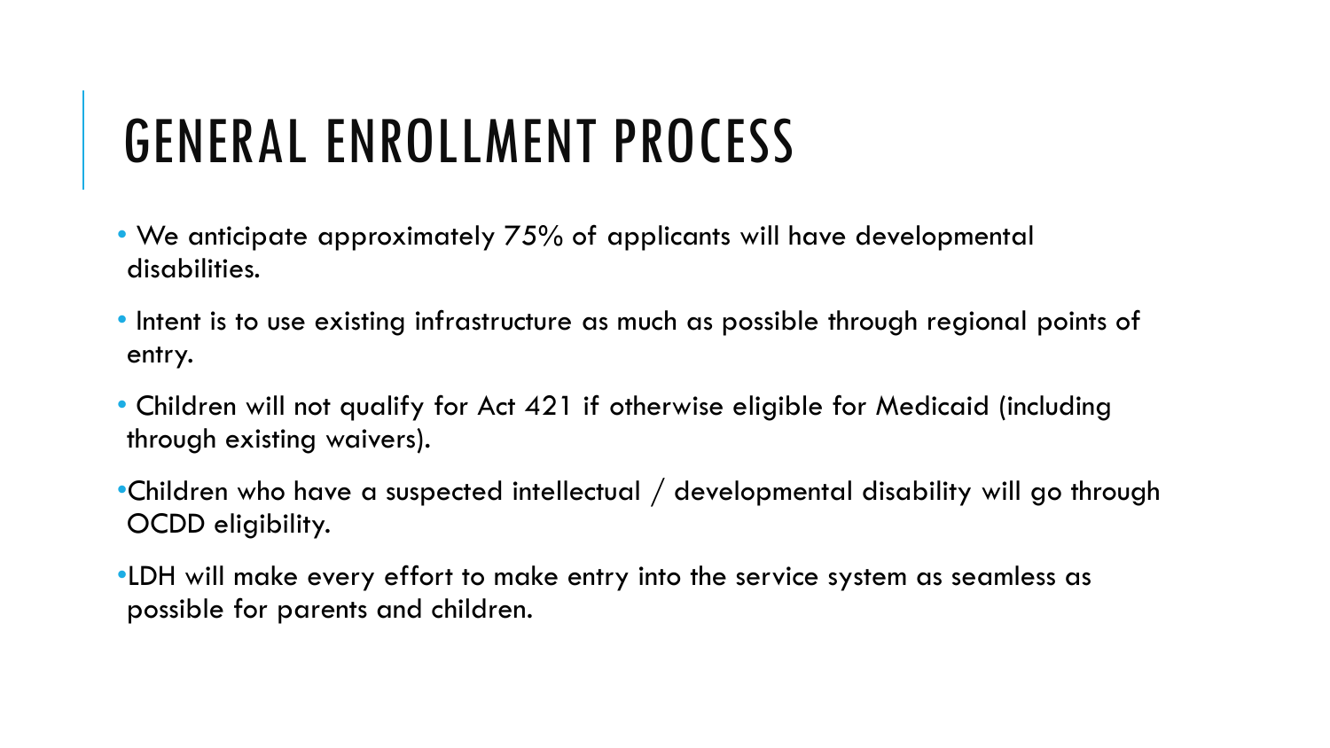# GENERAL ENROLLMENT PROCESS

- We anticipate approximately 75% of applicants will have developmental disabilities.
- Intent is to use existing infrastructure as much as possible through regional points of entry.
- Children will not qualify for Act 421 if otherwise eligible for Medicaid (including through existing waivers).
- Children who have a suspected intellectual / developmental disability will go through OCDD eligibility.
- LDH will make every effort to make entry into the service system as seamless as possible for parents and children.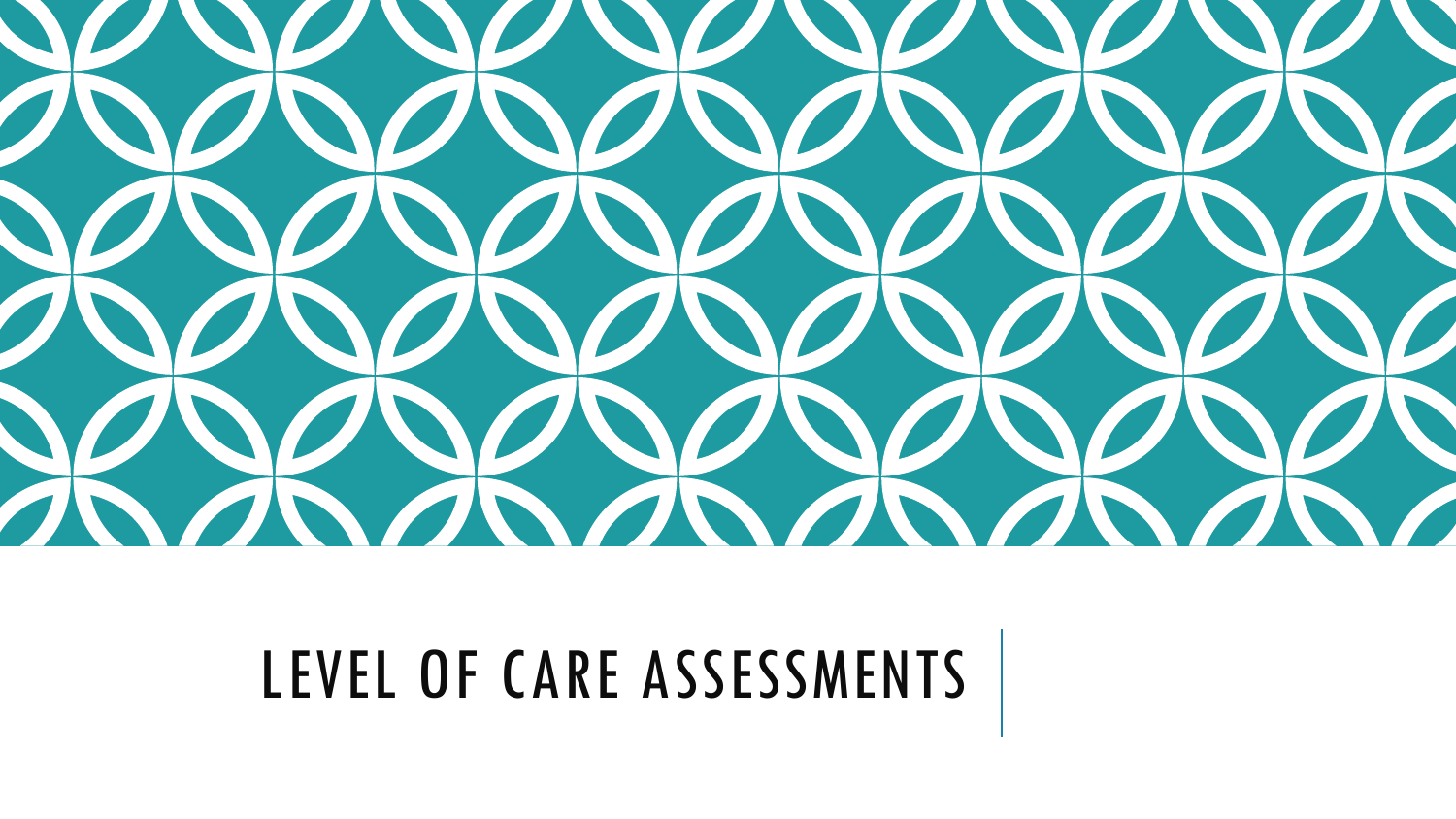# LEVEL OF CARE ASSESSMENTS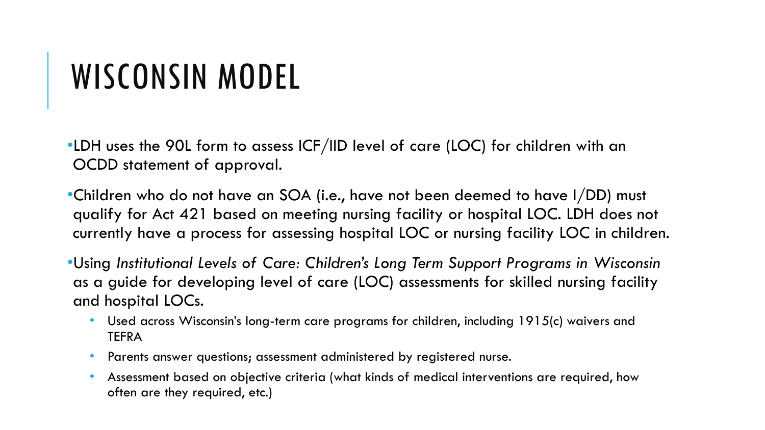# WISCONSIN MODEL

- LDH uses the 90L form to assess ICF/IID level of care (LOC) for children with an OCDD statement of approval.
- Children who do not have an SOA (i.e., have not been deemed to have I/DD) must qualify for Act 421 based on meeting nursing facility or hospital LOC. LDH does not currently have a process for assessing hospital LOC or nursing facility LOC in children.
- Using *Institutional Levels of Care: Children's Long Term Support Programs in Wisconsin* as a guide for developing level of care (LOC) assessments for skilled nursing facility and hospital LOCs.
  - Used across Wisconsin's long-term care programs for children, including 1915(c) waivers and TEFRA
  - Parents answer questions; assessment administered by registered nurse.
  - Assessment based on objective criteria (what kinds of medical interventions are required, how often are they required, etc.)